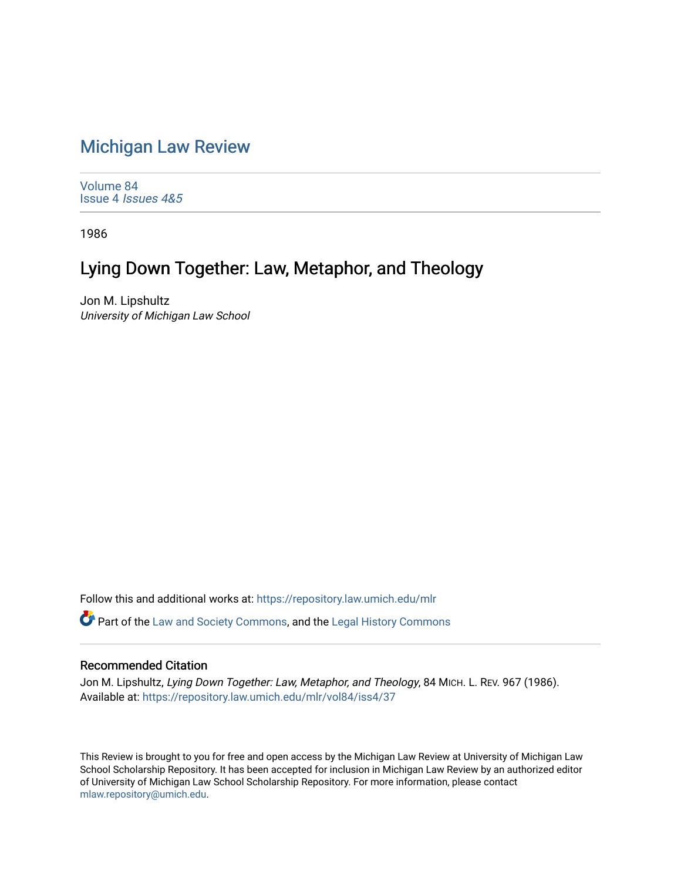# Michigan Law Review

Volume 84
Issue 4 *Issues 4&5*

1986

## Lying Down Together: Law, Metaphor, and Theology

Jon M. Lipshultz
*University of Michigan Law School*

Follow this and additional works at: https://repository.law.umich.edu/mlr

Part of the Law and Society Commons, and the Legal History Commons

### Recommended Citation

Jon M. Lipshultz, *Lying Down Together: Law, Metaphor, and Theology*, 84 MICH. L. REV. 967 (1986).
Available at: https://repository.law.umich.edu/mlr/vol84/iss4/37

This Review is brought to you for free and open access by the Michigan Law Review at University of Michigan Law School Scholarship Repository. It has been accepted for inclusion in Michigan Law Review by an authorized editor of University of Michigan Law School Scholarship Repository. For more information, please contact mlaw.repository@umich.edu.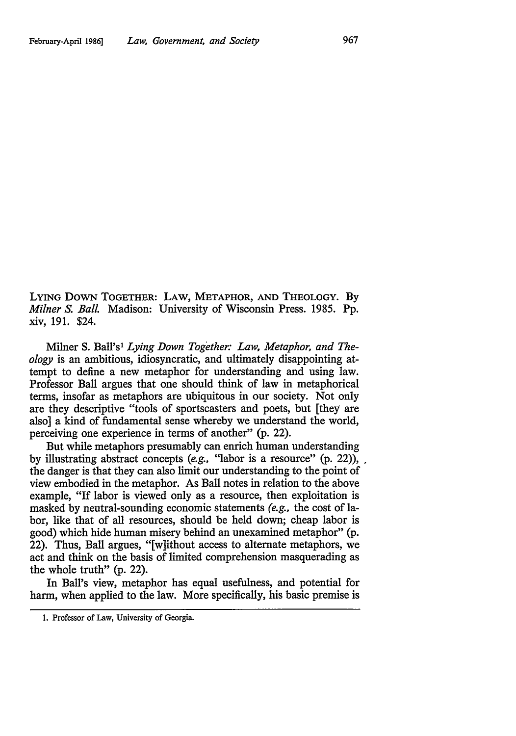LYING DOWN TOGETHER: LAW, METAPHOR, AND THEOLOGY. By *Milner S. Ball.* Madison: University of Wisconsin Press. 1985. Pp. xiv, 191. $24.

Milner S. Ball's[1] *Lying Down Together: Law, Metaphor, and Theology* is an ambitious, idiosyncratic, and ultimately disappointing attempt to define a new metaphor for understanding and using law. Professor Ball argues that one should think of law in metaphorical terms, insofar as metaphors are ubiquitous in our society. Not only are they descriptive "tools of sportscasters and poets, but [they are also] a kind of fundamental sense whereby we understand the world, perceiving one experience in terms of another" (p. 22).

But while metaphors presumably can enrich human understanding by illustrating abstract concepts (*e.g.,* "labor is a resource" (p. 22)), the danger is that they can also limit our understanding to the point of view embodied in the metaphor. As Ball notes in relation to the above example, "If labor is viewed only as a resource, then exploitation is masked by neutral-sounding economic statements (*e.g.,* the cost of labor, like that of all resources, should be held down; cheap labor is good) which hide human misery behind an unexamined metaphor" (p. 22). Thus, Ball argues, "[w]ithout access to alternate metaphors, we act and think on the basis of limited comprehension masquerading as the whole truth" (p. 22).

In Ball's view, metaphor has equal usefulness, and potential for harm, when applied to the law. More specifically, his basic premise is

1. Professor of Law, University of Georgia.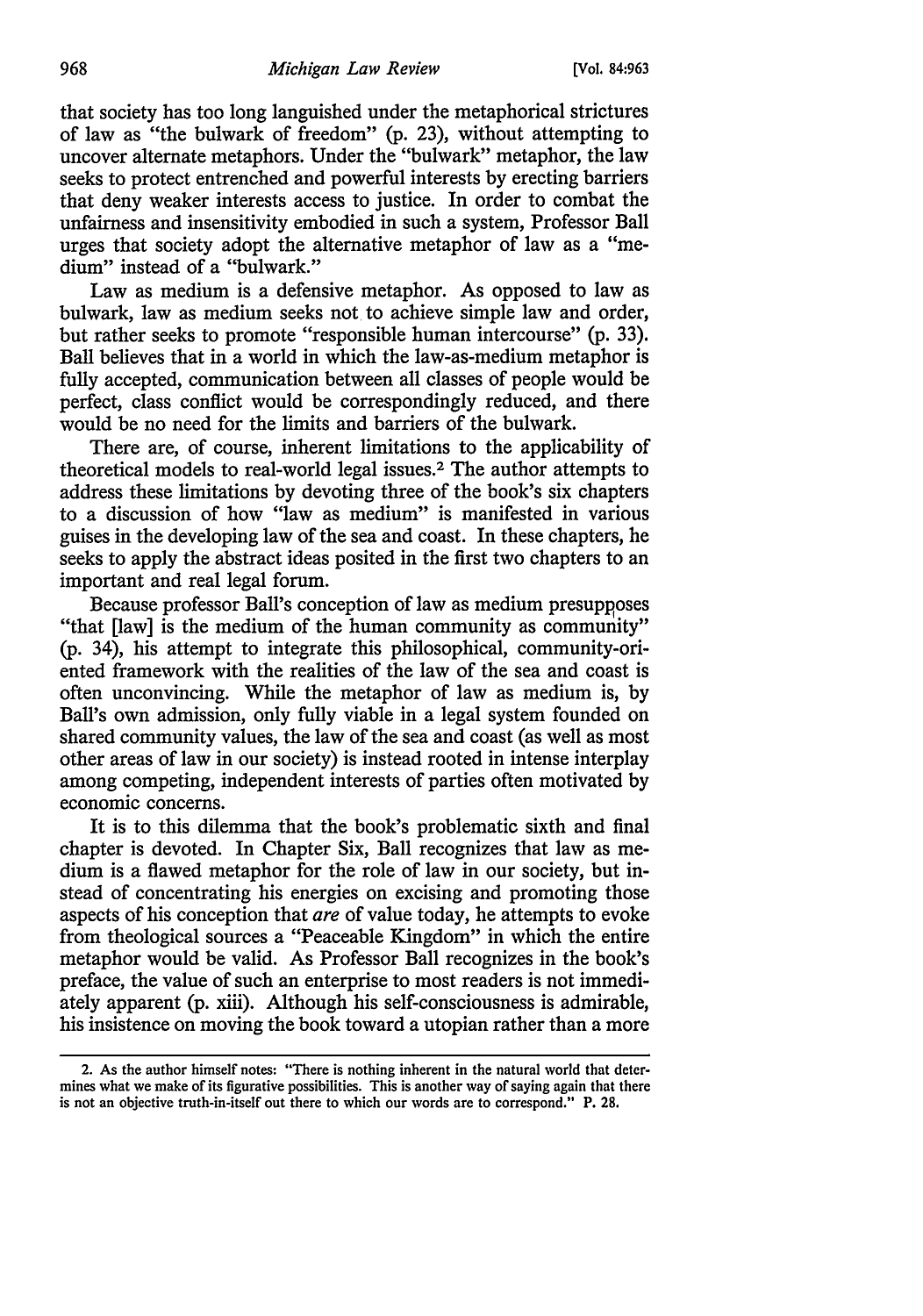that society has too long languished under the metaphorical strictures of law as "the bulwark of freedom" (p. 23), without attempting to uncover alternate metaphors. Under the "bulwark" metaphor, the law seeks to protect entrenched and powerful interests by erecting barriers that deny weaker interests access to justice. In order to combat the unfairness and insensitivity embodied in such a system, Professor Ball urges that society adopt the alternative metaphor of law as a "medium" instead of a "bulwark."

Law as medium is a defensive metaphor. As opposed to law as bulwark, law as medium seeks not to achieve simple law and order, but rather seeks to promote "responsible human intercourse" (p. 33). Ball believes that in a world in which the law-as-medium metaphor is fully accepted, communication between all classes of people would be perfect, class conflict would be correspondingly reduced, and there would be no need for the limits and barriers of the bulwark.

There are, of course, inherent limitations to the applicability of theoretical models to real-world legal issues.[2] The author attempts to address these limitations by devoting three of the book's six chapters to a discussion of how "law as medium" is manifested in various guises in the developing law of the sea and coast. In these chapters, he seeks to apply the abstract ideas posited in the first two chapters to an important and real legal forum.

Because professor Ball's conception of law as medium presupposes "that [law] is the medium of the human community as community" (p. 34), his attempt to integrate this philosophical, community-oriented framework with the realities of the law of the sea and coast is often unconvincing. While the metaphor of law as medium is, by Ball's own admission, only fully viable in a legal system founded on shared community values, the law of the sea and coast (as well as most other areas of law in our society) is instead rooted in intense interplay among competing, independent interests of parties often motivated by economic concerns.

It is to this dilemma that the book's problematic sixth and final chapter is devoted. In Chapter Six, Ball recognizes that law as medium is a flawed metaphor for the role of law in our society, but instead of concentrating his energies on excising and promoting those aspects of his conception that *are* of value today, he attempts to evoke from theological sources a "Peaceable Kingdom" in which the entire metaphor would be valid. As Professor Ball recognizes in the book's preface, the value of such an enterprise to most readers is not immediately apparent (p. xiii). Although his self-consciousness is admirable, his insistence on moving the book toward a utopian rather than a more

2. As the author himself notes: "There is nothing inherent in the natural world that determines what we make of its figurative possibilities. This is another way of saying again that there is not an objective truth-in-itself out there to which our words are to correspond." P. 28.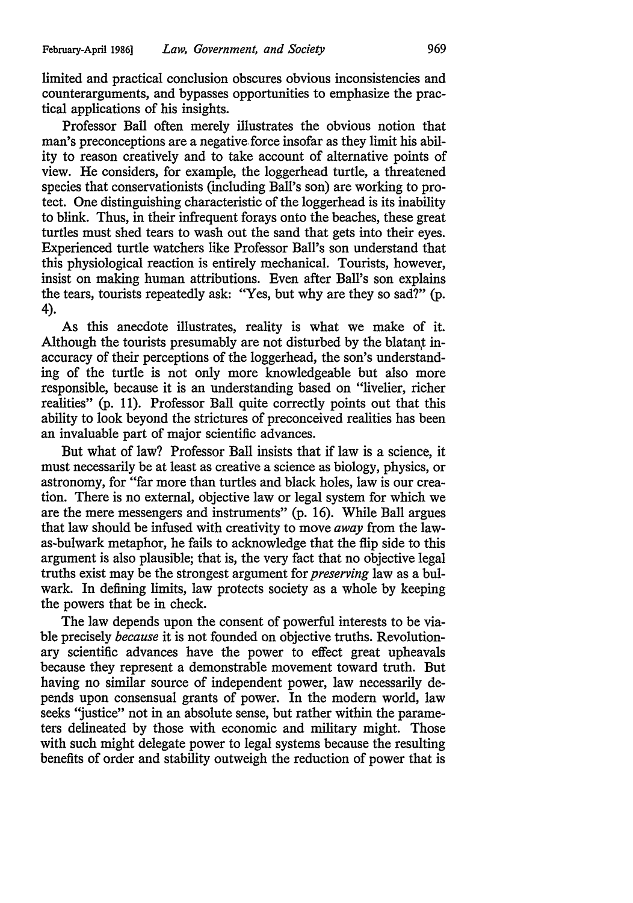limited and practical conclusion obscures obvious inconsistencies and counterarguments, and bypasses opportunities to emphasize the practical applications of his insights.

Professor Ball often merely illustrates the obvious notion that man's preconceptions are a negative force insofar as they limit his ability to reason creatively and to take account of alternative points of view. He considers, for example, the loggerhead turtle, a threatened species that conservationists (including Ball's son) are working to protect. One distinguishing characteristic of the loggerhead is its inability to blink. Thus, in their infrequent forays onto the beaches, these great turtles must shed tears to wash out the sand that gets into their eyes. Experienced turtle watchers like Professor Ball's son understand that this physiological reaction is entirely mechanical. Tourists, however, insist on making human attributions. Even after Ball's son explains the tears, tourists repeatedly ask: "Yes, but why are they so sad?" (p. 4).

As this anecdote illustrates, reality is what we make of it. Although the tourists presumably are not disturbed by the blatant inaccuracy of their perceptions of the loggerhead, the son's understanding of the turtle is not only more knowledgeable but also more responsible, because it is an understanding based on "livelier, richer realities" (p. 11). Professor Ball quite correctly points out that this ability to look beyond the strictures of preconceived realities has been an invaluable part of major scientific advances.

But what of law? Professor Ball insists that if law is a science, it must necessarily be at least as creative a science as biology, physics, or astronomy, for "far more than turtles and black holes, law is our creation. There is no external, objective law or legal system for which we are the mere messengers and instruments" (p. 16). While Ball argues that law should be infused with creativity to move *away* from the law-as-bulwark metaphor, he fails to acknowledge that the flip side to this argument is also plausible; that is, the very fact that no objective legal truths exist may be the strongest argument for *preserving* law as a bulwark. In defining limits, law protects society as a whole by keeping the powers that be in check.

The law depends upon the consent of powerful interests to be viable precisely *because* it is not founded on objective truths. Revolutionary scientific advances have the power to effect great upheavals because they represent a demonstrable movement toward truth. But having no similar source of independent power, law necessarily depends upon consensual grants of power. In the modern world, law seeks "justice" not in an absolute sense, but rather within the parameters delineated by those with economic and military might. Those with such might delegate power to legal systems because the resulting benefits of order and stability outweigh the reduction of power that is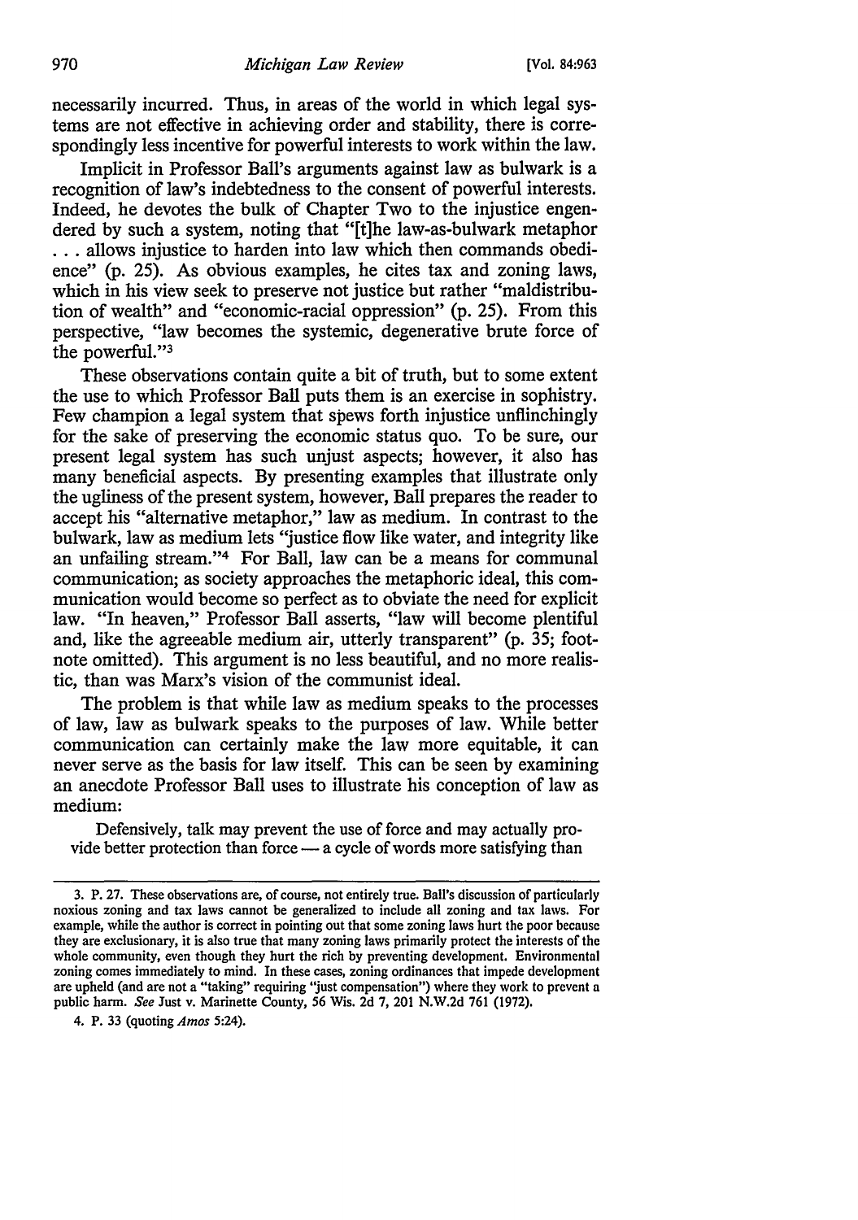necessarily incurred. Thus, in areas of the world in which legal systems are not effective in achieving order and stability, there is correspondingly less incentive for powerful interests to work within the law.

Implicit in Professor Ball's arguments against law as bulwark is a recognition of law's indebtedness to the consent of powerful interests. Indeed, he devotes the bulk of Chapter Two to the injustice engendered by such a system, noting that "[t]he law-as-bulwark metaphor . . . allows injustice to harden into law which then commands obedience" (p. 25). As obvious examples, he cites tax and zoning laws, which in his view seek to preserve not justice but rather "maldistribution of wealth" and "economic-racial oppression" (p. 25). From this perspective, "law becomes the systemic, degenerative brute force of the powerful."[3]

These observations contain quite a bit of truth, but to some extent the use to which Professor Ball puts them is an exercise in sophistry. Few champion a legal system that spews forth injustice unflinchingly for the sake of preserving the economic status quo. To be sure, our present legal system has such unjust aspects; however, it also has many beneficial aspects. By presenting examples that illustrate only the ugliness of the present system, however, Ball prepares the reader to accept his "alternative metaphor," law as medium. In contrast to the bulwark, law as medium lets "justice flow like water, and integrity like an unfailing stream."[4] For Ball, law can be a means for communal communication; as society approaches the metaphoric ideal, this communication would become so perfect as to obviate the need for explicit law. "In heaven," Professor Ball asserts, "law will become plentiful and, like the agreeable medium air, utterly transparent" (p. 35; footnote omitted). This argument is no less beautiful, and no more realistic, than was Marx's vision of the communist ideal.

The problem is that while law as medium speaks to the processes of law, law as bulwark speaks to the purposes of law. While better communication can certainly make the law more equitable, it can never serve as the basis for law itself. This can be seen by examining an anecdote Professor Ball uses to illustrate his conception of law as medium:

> Defensively, talk may prevent the use of force and may actually provide better protection than force — a cycle of words more satisfying than

---

3. P. 27. These observations are, of course, not entirely true. Ball's discussion of particularly noxious zoning and tax laws cannot be generalized to include all zoning and tax laws. For example, while the author is correct in pointing out that some zoning laws hurt the poor because they are exclusionary, it is also true that many zoning laws primarily protect the interests of the whole community, even though they hurt the rich by preventing development. Environmental zoning comes immediately to mind. In these cases, zoning ordinances that impede development are upheld (and are not a "taking" requiring "just compensation") where they work to prevent a public harm. *See* Just v. Marinette County, 56 Wis. 2d 7, 201 N.W.2d 761 (1972).

4. P. 33 (quoting *Amos* 5:24).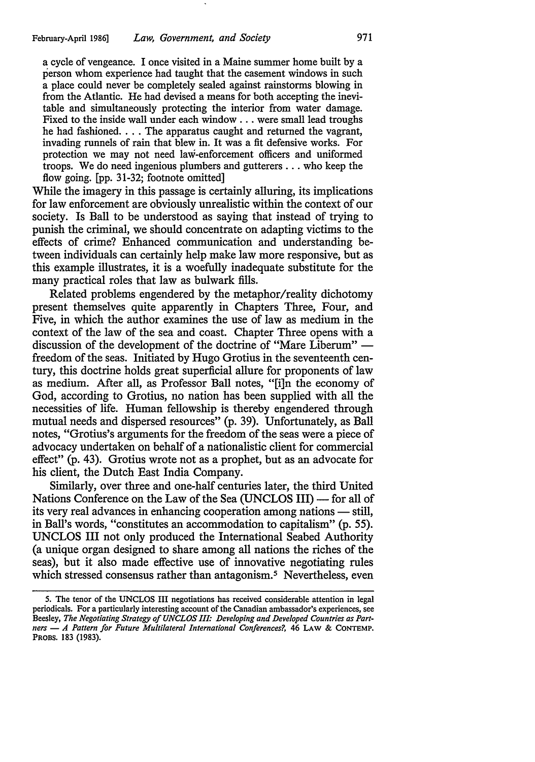> a cycle of vengeance. I once visited in a Maine summer home built by a person whom experience had taught that the casement windows in such a place could never be completely sealed against rainstorms blowing in from the Atlantic. He had devised a means for both accepting the inevitable and simultaneously protecting the interior from water damage. Fixed to the inside wall under each window . . . were small lead troughs he had fashioned. . . . The apparatus caught and returned the vagrant, invading runnels of rain that blew in. It was a fit defensive works. For protection we may not need law-enforcement officers and uniformed troops. We do need ingenious plumbers and gutterers . . . who keep the flow going. [pp. 31-32; footnote omitted]

While the imagery in this passage is certainly alluring, its implications for law enforcement are obviously unrealistic within the context of our society. Is Ball to be understood as saying that instead of trying to punish the criminal, we should concentrate on adapting victims to the effects of crime? Enhanced communication and understanding between individuals can certainly help make law more responsive, but as this example illustrates, it is a woefully inadequate substitute for the many practical roles that law as bulwark fills.

Related problems engendered by the metaphor/reality dichotomy present themselves quite apparently in Chapters Three, Four, and Five, in which the author examines the use of law as medium in the context of the law of the sea and coast. Chapter Three opens with a discussion of the development of the doctrine of "Mare Liberum" — freedom of the seas. Initiated by Hugo Grotius in the seventeenth century, this doctrine holds great superficial allure for proponents of law as medium. After all, as Professor Ball notes, "[i]n the economy of God, according to Grotius, no nation has been supplied with all the necessities of life. Human fellowship is thereby engendered through mutual needs and dispersed resources" (p. 39). Unfortunately, as Ball notes, "Grotius's arguments for the freedom of the seas were a piece of advocacy undertaken on behalf of a nationalistic client for commercial effect" (p. 43). Grotius wrote not as a prophet, but as an advocate for his client, the Dutch East India Company.

Similarly, over three and one-half centuries later, the third United Nations Conference on the Law of the Sea (UNCLOS III) — for all of its very real advances in enhancing cooperation among nations — still, in Ball's words, "constitutes an accommodation to capitalism" (p. 55). UNCLOS III not only produced the International Seabed Authority (a unique organ designed to share among all nations the riches of the seas), but it also made effective use of innovative negotiating rules which stressed consensus rather than antagonism.[5] Nevertheless, even

---

5. The tenor of the UNCLOS III negotiations has received considerable attention in legal periodicals. For a particularly interesting account of the Canadian ambassador's experiences, see Beesley, *The Negotiating Strategy of UNCLOS III: Developing and Developed Countries as Partners — A Pattern for Future Multilateral International Conferences?*, 46 LAW & CONTEMP. PROBS. 183 (1983).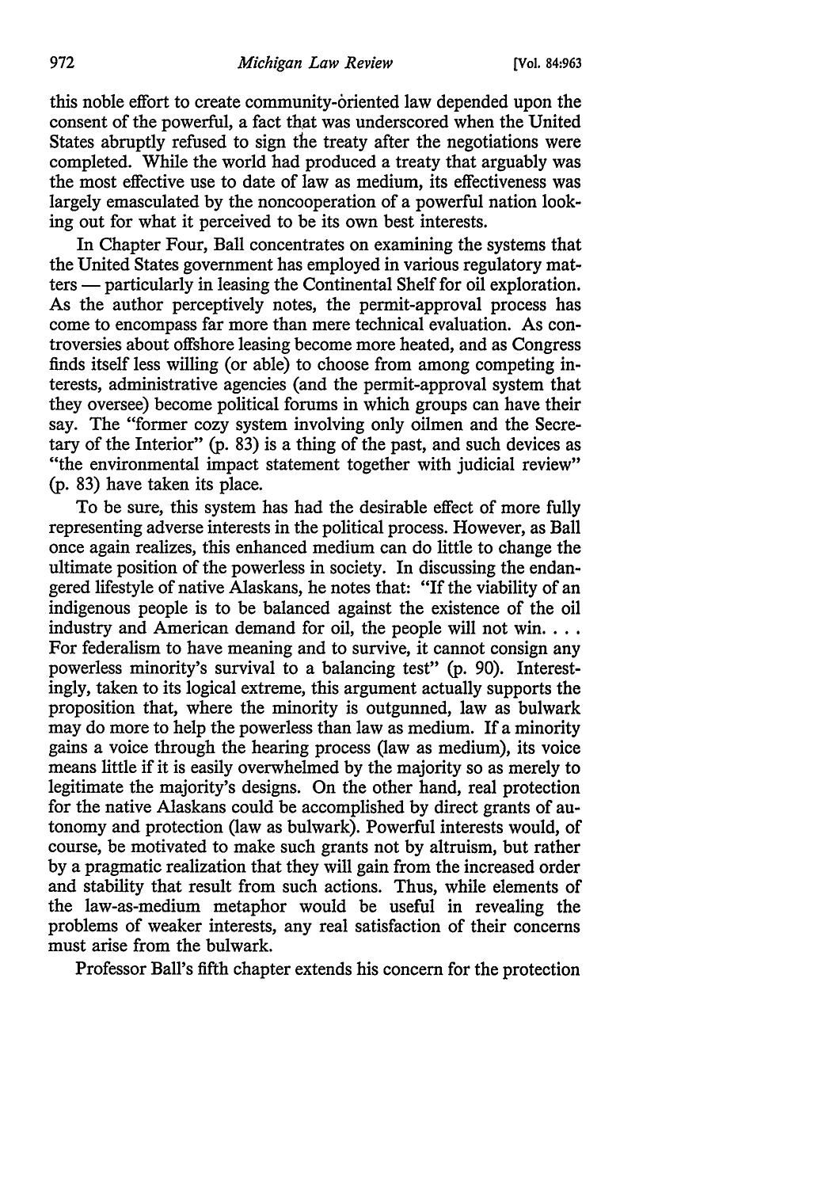this noble effort to create community-oriented law depended upon the consent of the powerful, a fact that was underscored when the United States abruptly refused to sign the treaty after the negotiations were completed. While the world had produced a treaty that arguably was the most effective use to date of law as medium, its effectiveness was largely emasculated by the noncooperation of a powerful nation looking out for what it perceived to be its own best interests.

In Chapter Four, Ball concentrates on examining the systems that the United States government has employed in various regulatory matters — particularly in leasing the Continental Shelf for oil exploration. As the author perceptively notes, the permit-approval process has come to encompass far more than mere technical evaluation. As controversies about offshore leasing become more heated, and as Congress finds itself less willing (or able) to choose from among competing interests, administrative agencies (and the permit-approval system that they oversee) become political forums in which groups can have their say. The "former cozy system involving only oilmen and the Secretary of the Interior" (p. 83) is a thing of the past, and such devices as "the environmental impact statement together with judicial review" (p. 83) have taken its place.

To be sure, this system has had the desirable effect of more fully representing adverse interests in the political process. However, as Ball once again realizes, this enhanced medium can do little to change the ultimate position of the powerless in society. In discussing the endangered lifestyle of native Alaskans, he notes that: "If the viability of an indigenous people is to be balanced against the existence of the oil industry and American demand for oil, the people will not win. . . . For federalism to have meaning and to survive, it cannot consign any powerless minority's survival to a balancing test" (p. 90). Interestingly, taken to its logical extreme, this argument actually supports the proposition that, where the minority is outgunned, law as bulwark may do more to help the powerless than law as medium. If a minority gains a voice through the hearing process (law as medium), its voice means little if it is easily overwhelmed by the majority so as merely to legitimate the majority's designs. On the other hand, real protection for the native Alaskans could be accomplished by direct grants of autonomy and protection (law as bulwark). Powerful interests would, of course, be motivated to make such grants not by altruism, but rather by a pragmatic realization that they will gain from the increased order and stability that result from such actions. Thus, while elements of the law-as-medium metaphor would be useful in revealing the problems of weaker interests, any real satisfaction of their concerns must arise from the bulwark.

Professor Ball's fifth chapter extends his concern for the protection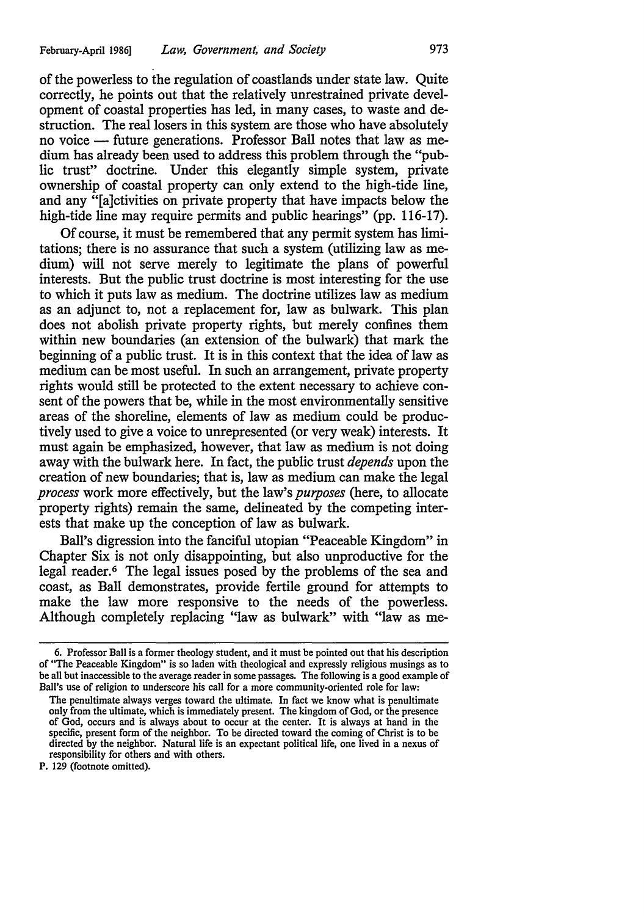of the powerless to the regulation of coastlands under state law. Quite correctly, he points out that the relatively unrestrained private development of coastal properties has led, in many cases, to waste and destruction. The real losers in this system are those who have absolutely no voice — future generations. Professor Ball notes that law as medium has already been used to address this problem through the "public trust" doctrine. Under this elegantly simple system, private ownership of coastal property can only extend to the high-tide line, and any "[a]ctivities on private property that have impacts below the high-tide line may require permits and public hearings" (pp. 116-17).

Of course, it must be remembered that any permit system has limitations; there is no assurance that such a system (utilizing law as medium) will not serve merely to legitimate the plans of powerful interests. But the public trust doctrine is most interesting for the use to which it puts law as medium. The doctrine utilizes law as medium as an adjunct to, not a replacement for, law as bulwark. This plan does not abolish private property rights, but merely confines them within new boundaries (an extension of the bulwark) that mark the beginning of a public trust. It is in this context that the idea of law as medium can be most useful. In such an arrangement, private property rights would still be protected to the extent necessary to achieve consent of the powers that be, while in the most environmentally sensitive areas of the shoreline, elements of law as medium could be productively used to give a voice to unrepresented (or very weak) interests. It must again be emphasized, however, that law as medium is not doing away with the bulwark here. In fact, the public trust *depends* upon the creation of new boundaries; that is, law as medium can make the legal *process* work more effectively, but the law's *purposes* (here, to allocate property rights) remain the same, delineated by the competing interests that make up the conception of law as bulwark.

Ball's digression into the fanciful utopian "Peaceable Kingdom" in Chapter Six is not only disappointing, but also unproductive for the legal reader.[6] The legal issues posed by the problems of the sea and coast, as Ball demonstrates, provide fertile ground for attempts to make the law more responsive to the needs of the powerless. Although completely replacing "law as bulwark" with "law as me-

---

6. Professor Ball is a former theology student, and it must be pointed out that his description of "The Peaceable Kingdom" is so laden with theological and expressly religious musings as to be all but inaccessible to the average reader in some passages. The following is a good example of Ball's use of religion to underscore his call for a more community-oriented role for law:

> The penultimate always verges toward the ultimate. In fact we know what is penultimate only from the ultimate, which is immediately present. The kingdom of God, or the presence of God, occurs and is always about to occur at the center. It is always at hand in the specific, present form of the neighbor. To be directed toward the coming of Christ is to be directed by the neighbor. Natural life is an expectant political life, one lived in a nexus of responsibility for others and with others.

P. 129 (footnote omitted).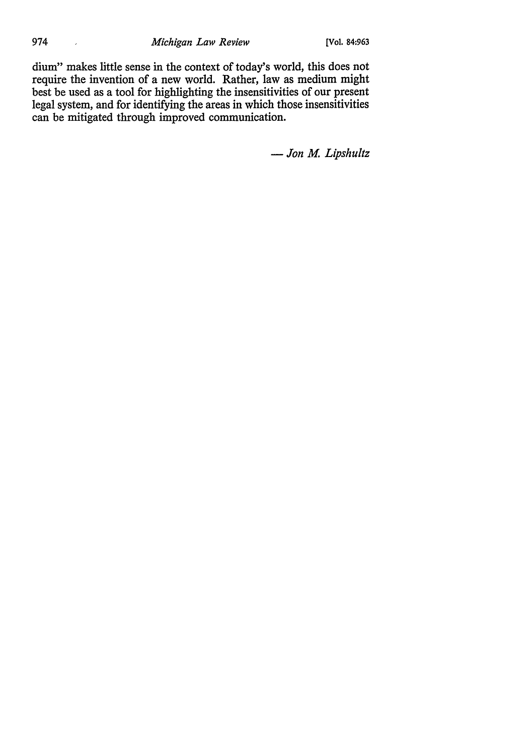dium" makes little sense in the context of today's world, this does not require the invention of a new world. Rather, law as medium might best be used as a tool for highlighting the insensitivities of our present legal system, and for identifying the areas in which those insensitivities can be mitigated through improved communication.

*— Jon M. Lipshultz*